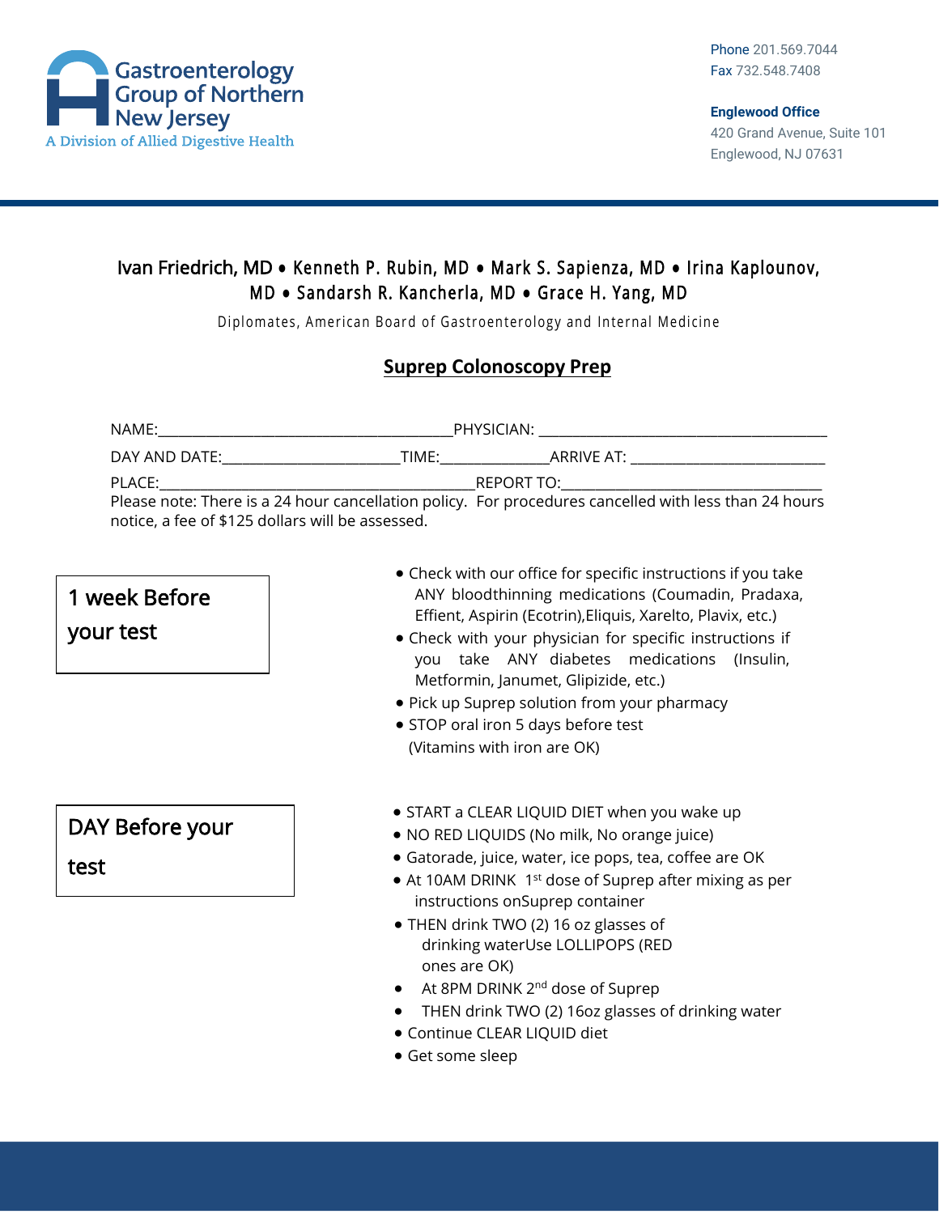Gastroenterology Group of Northern New Jersey
A Division of Allied Digestive Health

Phone 201.569.7044
Fax 732.548.7408

**Englewood Office**
420 Grand Avenue, Suite 101
Englewood, NJ 07631

Ivan Friedrich, MD • Kenneth P. Rubin, MD • Mark S. Sapienza, MD • Irina Kaplounov, MD • Sandarsh R. Kancherla, MD • Grace H. Yang, MD

Diplomates, American Board of Gastroenterology and Internal Medicine

# Suprep Colonoscopy Prep

NAME:______________________________________PHYSICIAN: _____________________________________

DAY AND DATE:_______________________TIME:______________ARRIVE AT: __________________________

PLACE:________________________________________REPORT TO:___________________________________

Please note: There is a 24 hour cancellation policy. For procedures cancelled with less than 24 hours notice, a fee of $125 dollars will be assessed.

## 1 week Before your test

- Check with our office for specific instructions if you take ANY bloodthinning medications (Coumadin, Pradaxa, Effient, Aspirin (Ecotrin),Eliquis, Xarelto, Plavix, etc.)
- Check with your physician for specific instructions if you take ANY diabetes medications (Insulin, Metformin, Janumet, Glipizide, etc.)
- Pick up Suprep solution from your pharmacy
- STOP oral iron 5 days before test (Vitamins with iron are OK)

## DAY Before your test

- START a CLEAR LIQUID DIET when you wake up
- NO RED LIQUIDS (No milk, No orange juice)
- Gatorade, juice, water, ice pops, tea, coffee are OK
- At 10AM DRINK 1st dose of Suprep after mixing as per instructions onSuprep container
- THEN drink TWO (2) 16 oz glasses of drinking waterUse LOLLIPOPS (RED ones are OK)
- At 8PM DRINK 2nd dose of Suprep
- THEN drink TWO (2) 16oz glasses of drinking water
- Continue CLEAR LIQUID diet
- Get some sleep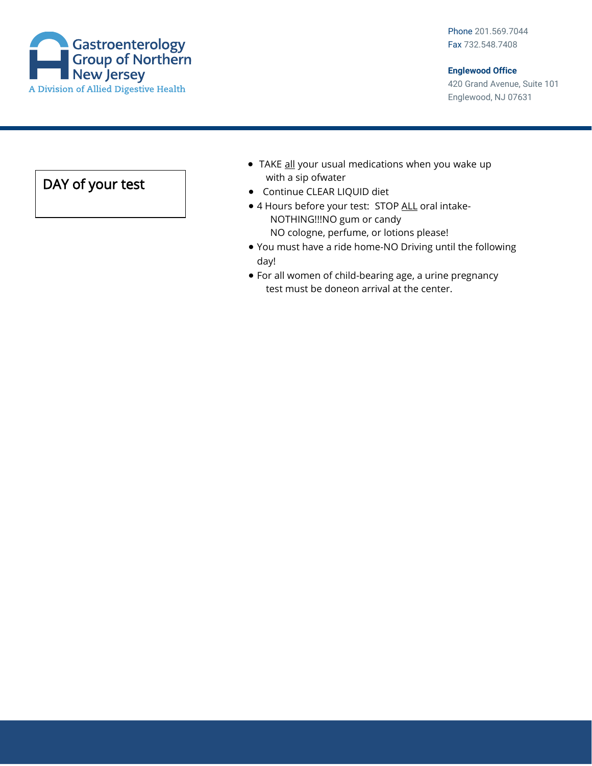Gastroenterology Group of Northern New Jersey
A Division of Allied Digestive Health

Phone 201.569.7044
Fax 732.548.7408

**Englewood Office**
420 Grand Avenue, Suite 101
Englewood, NJ 07631

## DAY of your test

- TAKE all your usual medications when you wake up with a sip ofwater
- Continue CLEAR LIQUID diet
- 4 Hours before your test: STOP ALL oral intake- NOTHING!!!NO gum or candy
  NO cologne, perfume, or lotions please!
- You must have a ride home-NO Driving until the following day!
- For all women of child-bearing age, a urine pregnancy test must be doneon arrival at the center.